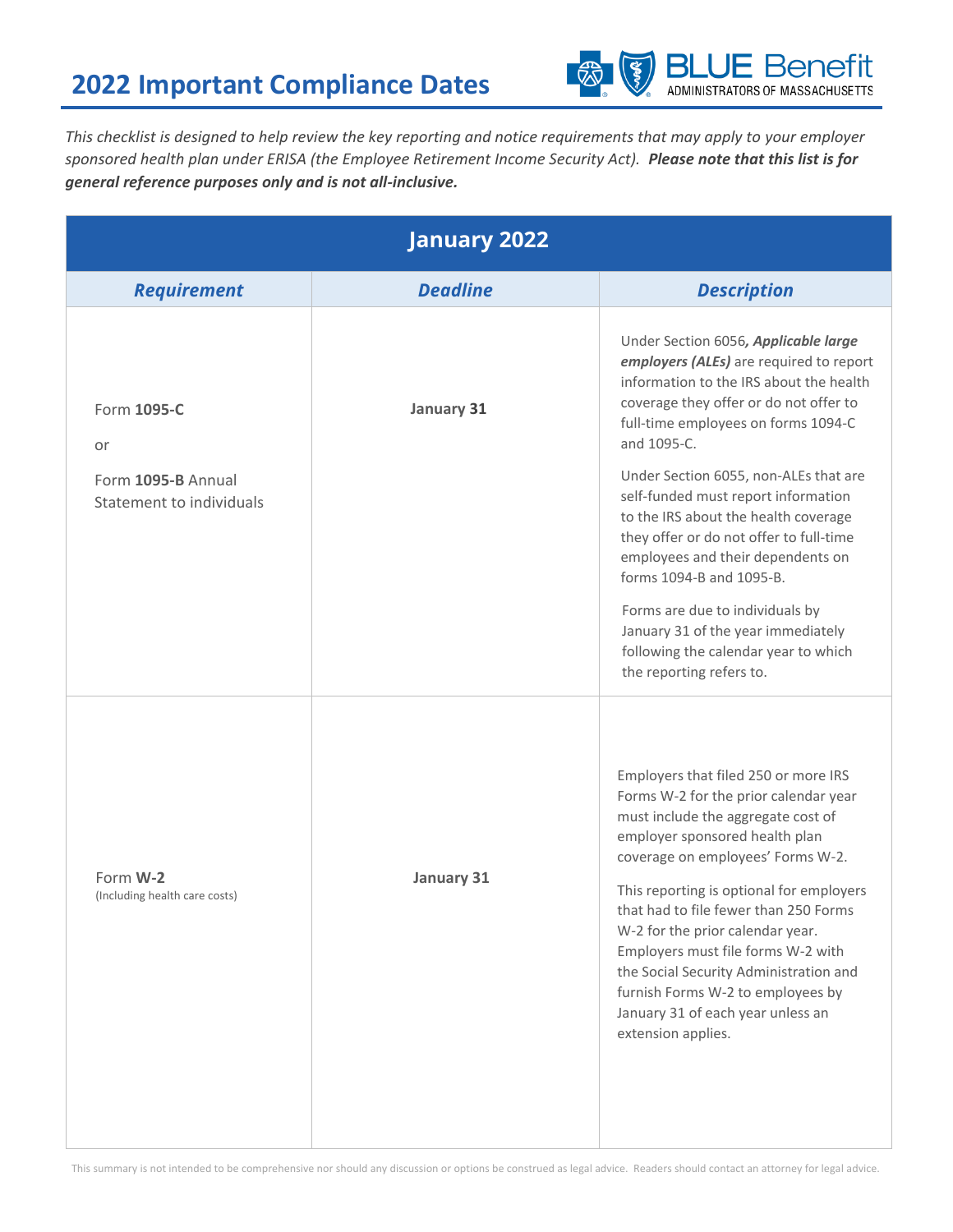# 2022 Important Compliance Dates

*This checklist is designed to help review the key reporting and notice requirements that may apply to your employer sponsored health plan under ERISA (the Employee Retirement Income Security Act).* ***Please note that this list is for general reference purposes only and is not all-inclusive.***

| January 2022 | | |
|---|---|---|
| ***Requirement*** | ***Deadline*** | ***Description*** |
| Form **1095-C**<br><br>or<br><br>Form **1095-B** Annual Statement to individuals | **January 31** | Under Section 6056***, Applicable large employers (ALEs)*** are required to report information to the IRS about the health coverage they offer or do not offer to full-time employees on forms 1094-C and 1095-C.<br><br>Under Section 6055, non-ALEs that are self-funded must report information to the IRS about the health coverage they offer or do not offer to full-time employees and their dependents on forms 1094-B and 1095-B.<br><br>Forms are due to individuals by January 31 of the year immediately following the calendar year to which the reporting refers to. |
| Form **W-2**<br>(Including health care costs) | **January 31** | Employers that filed 250 or more IRS Forms W-2 for the prior calendar year must include the aggregate cost of employer sponsored health plan coverage on employees' Forms W-2.<br><br>This reporting is optional for employers that had to file fewer than 250 Forms W-2 for the prior calendar year. Employers must file forms W-2 with the Social Security Administration and furnish Forms W-2 to employees by January 31 of each year unless an extension applies. |

This summary is not intended to be comprehensive nor should any discussion or options be construed as legal advice. Readers should contact an attorney for legal advice.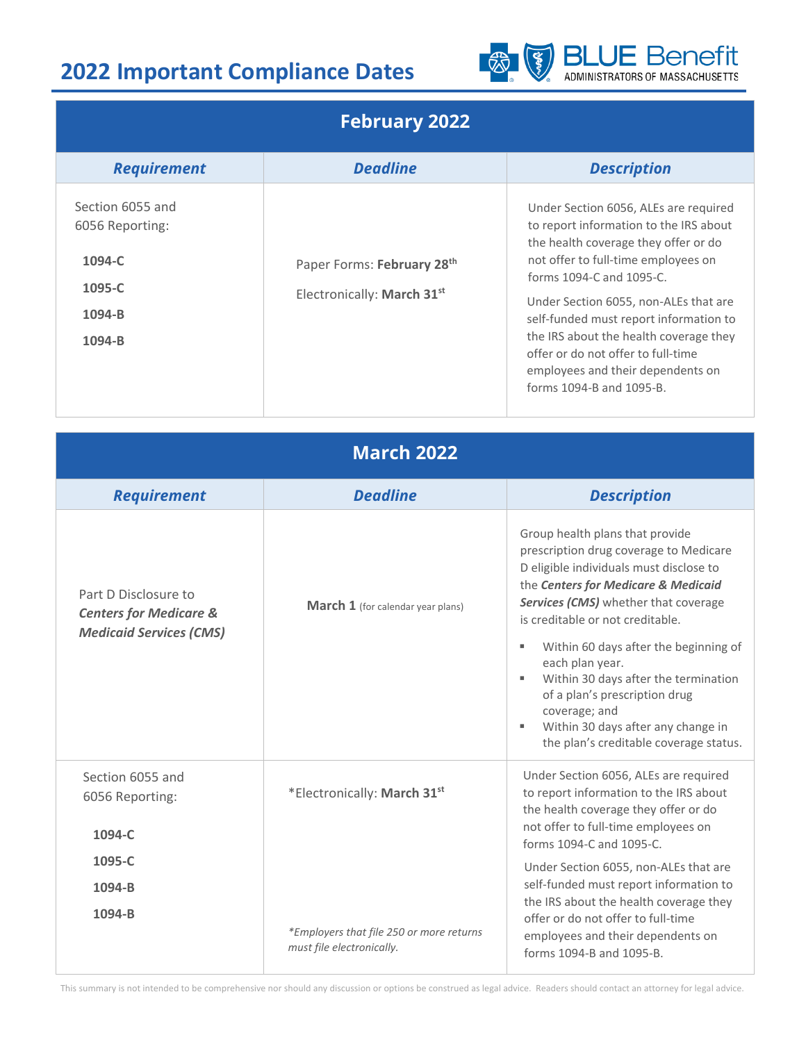# 2022 Important Compliance Dates

BLUE Benefit ADMINISTRATORS OF MASSACHUSETTS

## February 2022

| *Requirement* | *Deadline* | *Description* |
|---|---|---|
| Section 6055 and 6056 Reporting:<br>**1094-C**<br>**1095-C**<br>**1094-B**<br>**1094-B** | Paper Forms: **February 28th**<br>Electronically: **March 31st** | Under Section 6056, ALEs are required to report information to the IRS about the health coverage they offer or do not offer to full-time employees on forms 1094-C and 1095-C.<br>Under Section 6055, non-ALEs that are self-funded must report information to the IRS about the health coverage they offer or do not offer to full-time employees and their dependents on forms 1094-B and 1095-B. |

## March 2022

| *Requirement* | *Deadline* | *Description* |
|---|---|---|
| Part D Disclosure to ***Centers for Medicare & Medicaid Services (CMS)*** | **March 1** (for calendar year plans) | Group health plans that provide prescription drug coverage to Medicare D eligible individuals must disclose to the ***Centers for Medicare & Medicaid Services (CMS)*** whether that coverage is creditable or not creditable.<br>▪ Within 60 days after the beginning of each plan year.<br>▪ Within 30 days after the termination of a plan's prescription drug coverage; and<br>▪ Within 30 days after any change in the plan's creditable coverage status. |
| Section 6055 and 6056 Reporting:<br>**1094-C**<br>**1095-C**<br>**1094-B**<br>**1094-B** | *Electronically: **March 31st**<br>*\*Employers that file 250 or more returns must file electronically.* | Under Section 6056, ALEs are required to report information to the IRS about the health coverage they offer or do not offer to full-time employees on forms 1094-C and 1095-C.<br>Under Section 6055, non-ALEs that are self-funded must report information to the IRS about the health coverage they offer or do not offer to full-time employees and their dependents on forms 1094-B and 1095-B. |

This summary is not intended to be comprehensive nor should any discussion or options be construed as legal advice. Readers should contact an attorney for legal advice.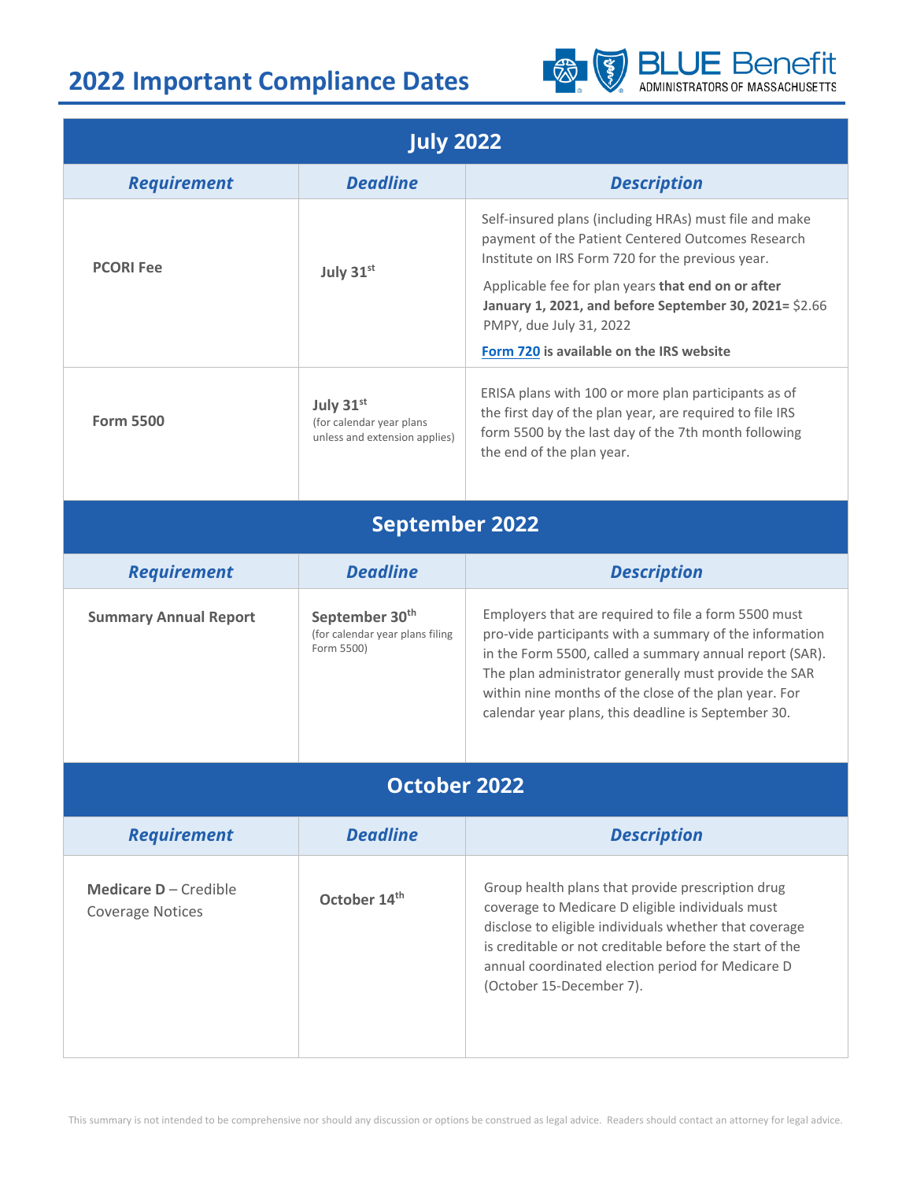# 2022 Important Compliance Dates

## July 2022

| Requirement | Deadline | Description |
|---|---|---|
| **PCORI Fee** | **July 31st** | Self-insured plans (including HRAs) must file and make payment of the Patient Centered Outcomes Research Institute on IRS Form 720 for the previous year. Applicable fee for plan years **that end on or after January 1, 2021, and before September 30, 2021=** $2.66 PMPY, due July 31, 2022 **Form 720 is available on the IRS website** |
| **Form 5500** | **July 31st** (for calendar year plans unless and extension applies) | ERISA plans with 100 or more plan participants as of the first day of the plan year, are required to file IRS form 5500 by the last day of the 7th month following the end of the plan year. |

## September 2022

| Requirement | Deadline | Description |
|---|---|---|
| **Summary Annual Report** | **September 30th** (for calendar year plans filing Form 5500) | Employers that are required to file a form 5500 must pro-vide participants with a summary of the information in the Form 5500, called a summary annual report (SAR). The plan administrator generally must provide the SAR within nine months of the close of the plan year. For calendar year plans, this deadline is September 30. |

## October 2022

| Requirement | Deadline | Description |
|---|---|---|
| **Medicare D** – Credible Coverage Notices | **October 14th** | Group health plans that provide prescription drug coverage to Medicare D eligible individuals must disclose to eligible individuals whether that coverage is creditable or not creditable before the start of the annual coordinated election period for Medicare D (October 15-December 7). |

This summary is not intended to be comprehensive nor should any discussion or options be construed as legal advice. Readers should contact an attorney for legal advice.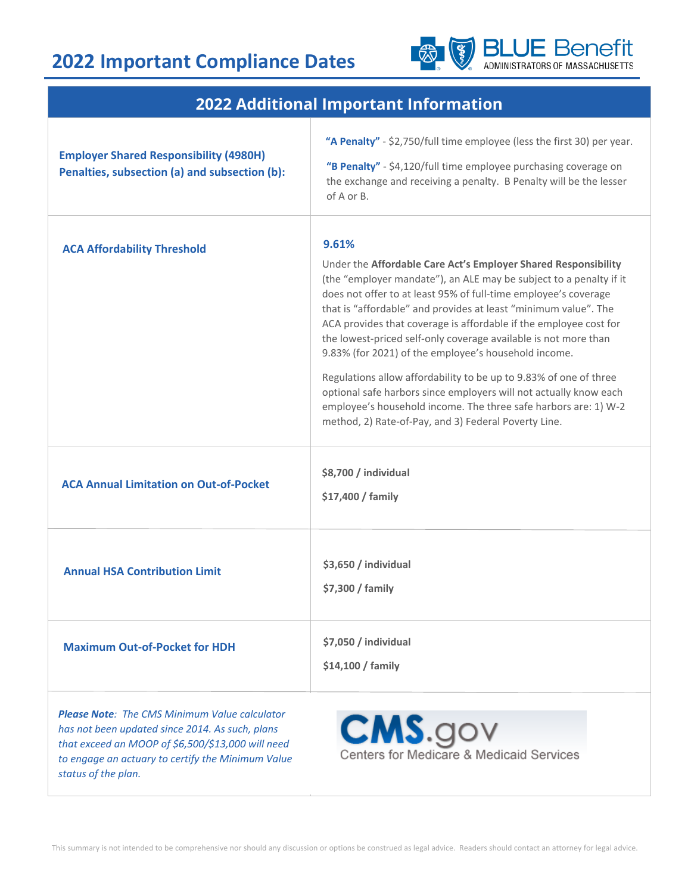# 2022 Important Compliance Dates

## 2022 Additional Important Information

| | |
|---|---|
| **Employer Shared Responsibility (4980H) Penalties, subsection (a) and subsection (b):** | **"A Penalty"** - $2,750/full time employee (less the first 30) per year.<br><br>**"B Penalty"** - $4,120/full time employee purchasing coverage on the exchange and receiving a penalty. B Penalty will be the lesser of A or B. |
| **ACA Affordability Threshold** | **9.61%**<br><br>Under the **Affordable Care Act's Employer Shared Responsibility** (the "employer mandate"), an ALE may be subject to a penalty if it does not offer to at least 95% of full-time employee's coverage that is "affordable" and provides at least "minimum value". The ACA provides that coverage is affordable if the employee cost for the lowest-priced self-only coverage available is not more than 9.83% (for 2021) of the employee's household income.<br><br>Regulations allow affordability to be up to 9.83% of one of three optional safe harbors since employers will not actually know each employee's household income. The three safe harbors are: 1) W-2 method, 2) Rate-of-Pay, and 3) Federal Poverty Line. |
| **ACA Annual Limitation on Out-of-Pocket** | **$8,700 / individual**<br><br>**$17,400 / family** |
| **Annual HSA Contribution Limit** | **$3,650 / individual**<br><br>**$7,300 / family** |
| **Maximum Out-of-Pocket for HDH** | **$7,050 / individual**<br><br>**$14,100 / family** |
| ***Please Note**: The CMS Minimum Value calculator has not been updated since 2014. As such, plans that exceed an MOOP of $6,500/$13,000 will need to engage an actuary to certify the Minimum Value status of the plan.* | CMS.gov Centers for Medicare & Medicaid Services |

This summary is not intended to be comprehensive nor should any discussion or options be construed as legal advice. Readers should contact an attorney for legal advice.